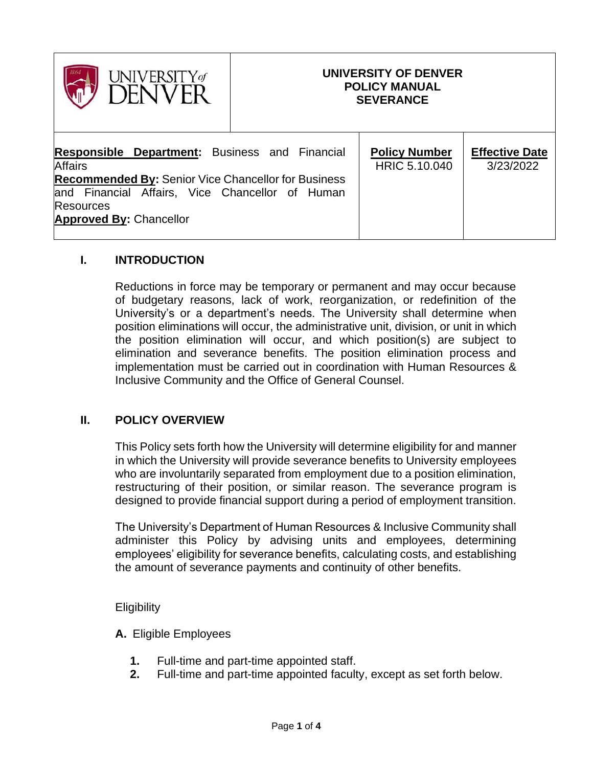| UNIVERSITY of DENVER | UNIVERSITY OF DENVER<br>POLICY MANUAL<br>SEVERANCE | |
|---|---|---|
| **Responsible Department:** Business and Financial Affairs<br>**Recommended By:** Senior Vice Chancellor for Business and Financial Affairs, Vice Chancellor of Human Resources<br>**Approved By:** Chancellor | **Policy Number**<br>HRIC 5.10.040 | **Effective Date**<br>3/23/2022 |

## I. INTRODUCTION

Reductions in force may be temporary or permanent and may occur because of budgetary reasons, lack of work, reorganization, or redefinition of the University's or a department's needs. The University shall determine when position eliminations will occur, the administrative unit, division, or unit in which the position elimination will occur, and which position(s) are subject to elimination and severance benefits. The position elimination process and implementation must be carried out in coordination with Human Resources & Inclusive Community and the Office of General Counsel.

## II. POLICY OVERVIEW

This Policy sets forth how the University will determine eligibility for and manner in which the University will provide severance benefits to University employees who are involuntarily separated from employment due to a position elimination, restructuring of their position, or similar reason. The severance program is designed to provide financial support during a period of employment transition.

The University's Department of Human Resources & Inclusive Community shall administer this Policy by advising units and employees, determining employees' eligibility for severance benefits, calculating costs, and establishing the amount of severance payments and continuity of other benefits.

Eligibility

**A.** Eligible Employees

1. Full-time and part-time appointed staff.
2. Full-time and part-time appointed faculty, except as set forth below.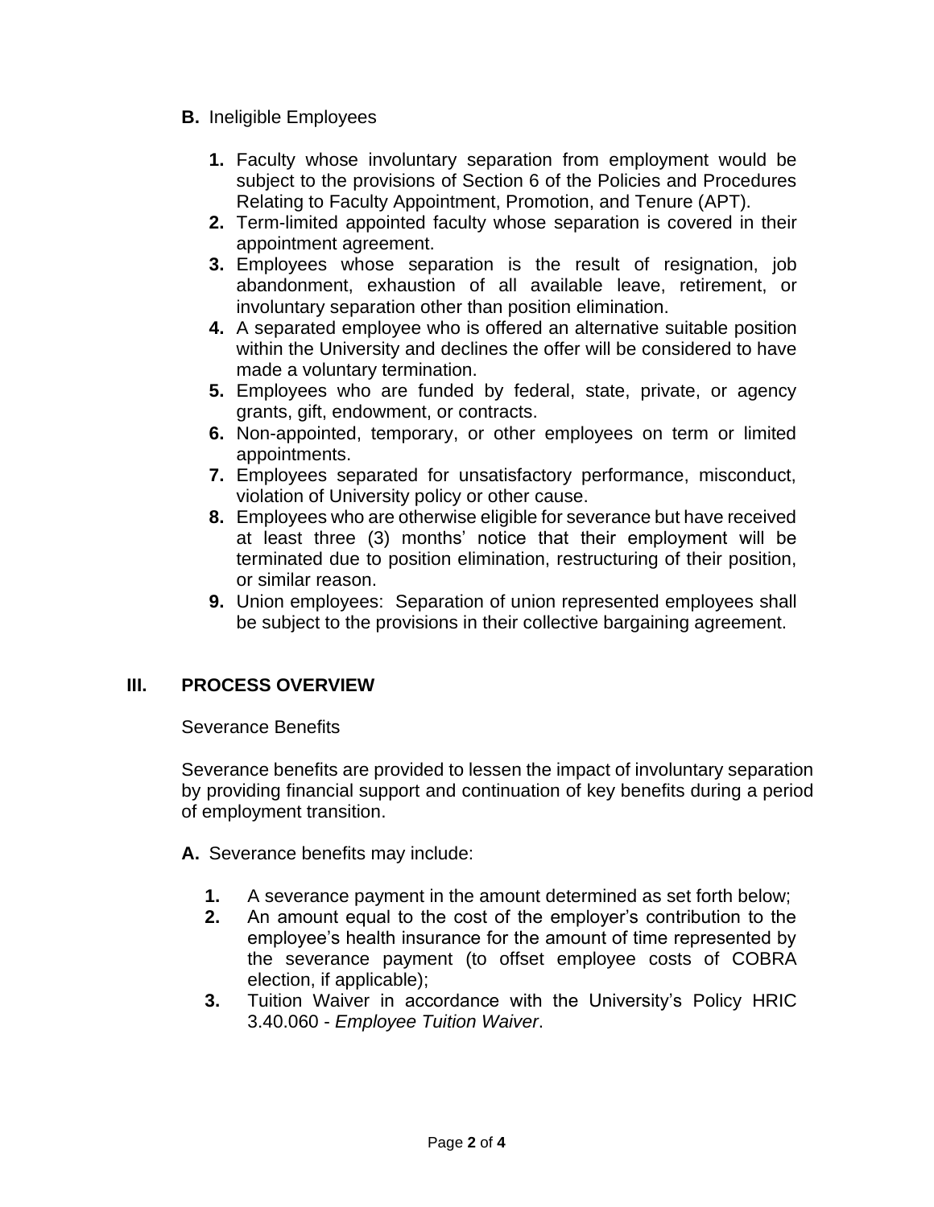**B.** Ineligible Employees

1. Faculty whose involuntary separation from employment would be subject to the provisions of Section 6 of the Policies and Procedures Relating to Faculty Appointment, Promotion, and Tenure (APT).
2. Term-limited appointed faculty whose separation is covered in their appointment agreement.
3. Employees whose separation is the result of resignation, job abandonment, exhaustion of all available leave, retirement, or involuntary separation other than position elimination.
4. A separated employee who is offered an alternative suitable position within the University and declines the offer will be considered to have made a voluntary termination.
5. Employees who are funded by federal, state, private, or agency grants, gift, endowment, or contracts.
6. Non-appointed, temporary, or other employees on term or limited appointments.
7. Employees separated for unsatisfactory performance, misconduct, violation of University policy or other cause.
8. Employees who are otherwise eligible for severance but have received at least three (3) months' notice that their employment will be terminated due to position elimination, restructuring of their position, or similar reason.
9. Union employees: Separation of union represented employees shall be subject to the provisions in their collective bargaining agreement.

## III. PROCESS OVERVIEW

Severance Benefits

Severance benefits are provided to lessen the impact of involuntary separation by providing financial support and continuation of key benefits during a period of employment transition.

**A.** Severance benefits may include:

1. A severance payment in the amount determined as set forth below;
2. An amount equal to the cost of the employer's contribution to the employee's health insurance for the amount of time represented by the severance payment (to offset employee costs of COBRA election, if applicable);
3. Tuition Waiver in accordance with the University's Policy HRIC 3.40.060 - *Employee Tuition Waiver*.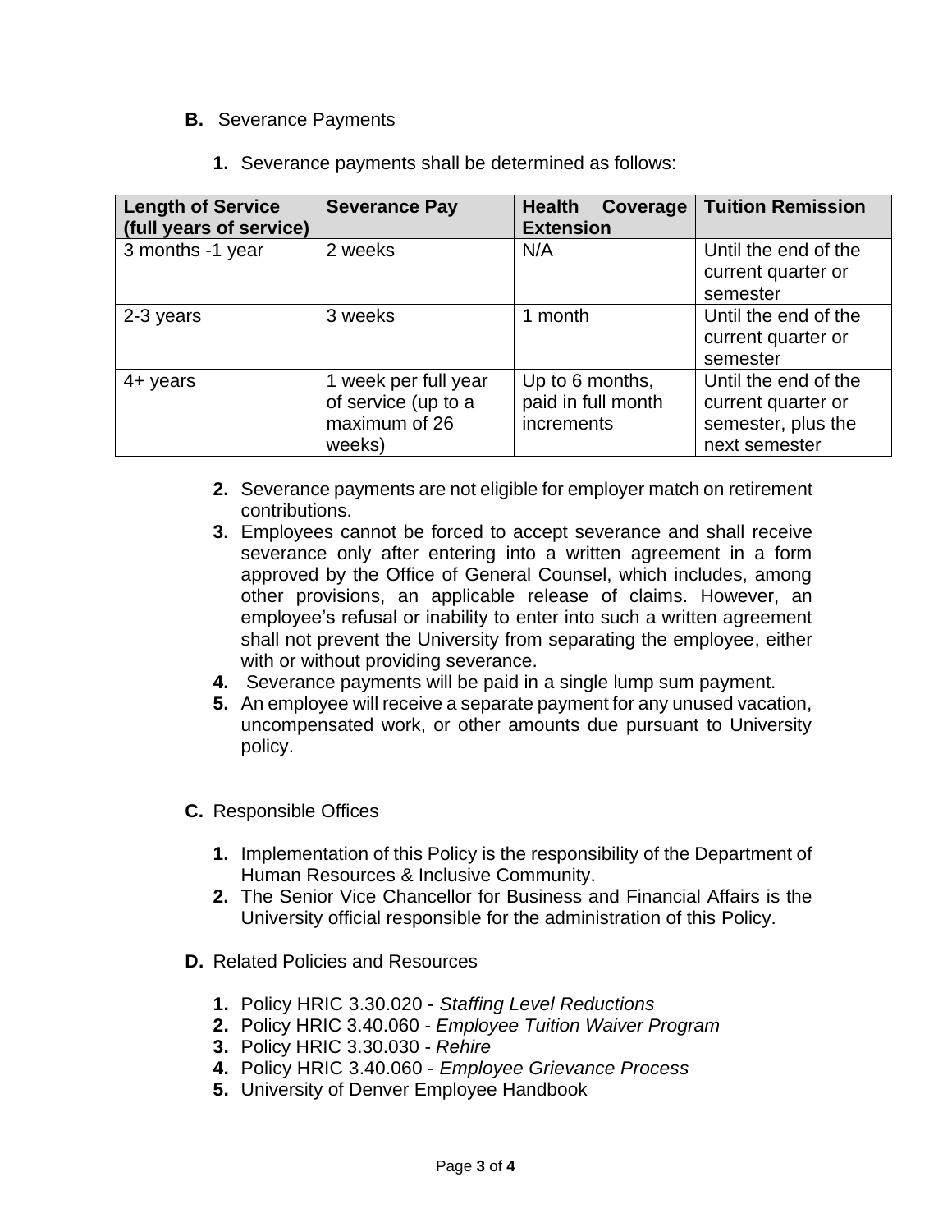**B.** Severance Payments

1. Severance payments shall be determined as follows:

| Length of Service (full years of service) | Severance Pay | Health Coverage Extension | Tuition Remission |
|---|---|---|---|
| 3 months -1 year | 2 weeks | N/A | Until the end of the current quarter or semester |
| 2-3 years | 3 weeks | 1 month | Until the end of the current quarter or semester |
| 4+ years | 1 week per full year of service (up to a maximum of 26 weeks) | Up to 6 months, paid in full month increments | Until the end of the current quarter or semester, plus the next semester |

2. Severance payments are not eligible for employer match on retirement contributions.
3. Employees cannot be forced to accept severance and shall receive severance only after entering into a written agreement in a form approved by the Office of General Counsel, which includes, among other provisions, an applicable release of claims. However, an employee's refusal or inability to enter into such a written agreement shall not prevent the University from separating the employee, either with or without providing severance.
4. Severance payments will be paid in a single lump sum payment.
5. An employee will receive a separate payment for any unused vacation, uncompensated work, or other amounts due pursuant to University policy.

**C.** Responsible Offices

1. Implementation of this Policy is the responsibility of the Department of Human Resources & Inclusive Community.
2. The Senior Vice Chancellor for Business and Financial Affairs is the University official responsible for the administration of this Policy.

**D.** Related Policies and Resources

1. Policy HRIC 3.30.020 - *Staffing Level Reductions*
2. Policy HRIC 3.40.060 - *Employee Tuition Waiver Program*
3. Policy HRIC 3.30.030 - *Rehire*
4. Policy HRIC 3.40.060 - *Employee Grievance Process*
5. University of Denver Employee Handbook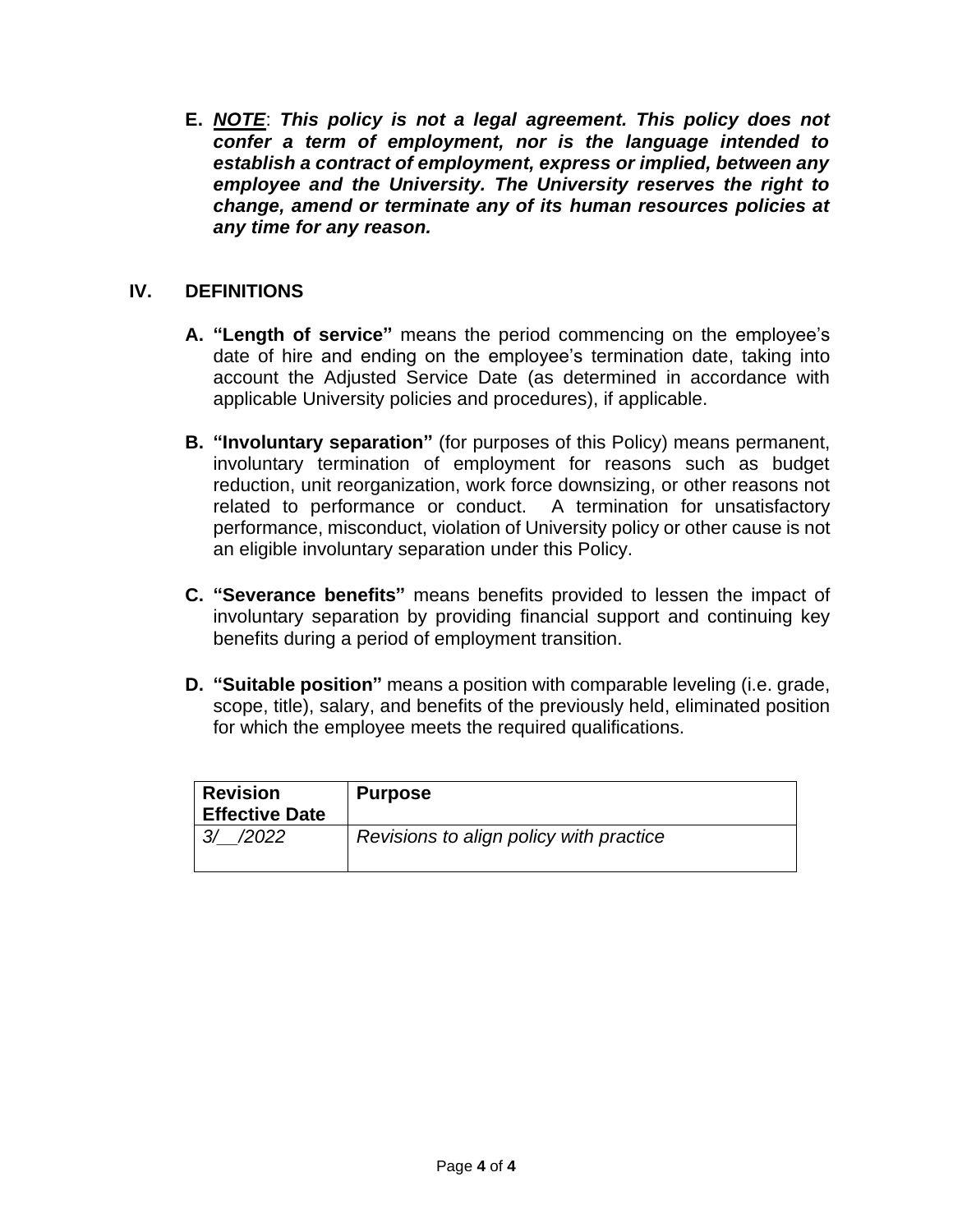**E.** ***NOTE*: *This policy is not a legal agreement. This policy does not confer a term of employment, nor is the language intended to establish a contract of employment, express or implied, between any employee and the University. The University reserves the right to change, amend or terminate any of its human resources policies at any time for any reason.***

## IV. DEFINITIONS

**A. "Length of service"** means the period commencing on the employee's date of hire and ending on the employee's termination date, taking into account the Adjusted Service Date (as determined in accordance with applicable University policies and procedures), if applicable.

**B. "Involuntary separation"** (for purposes of this Policy) means permanent, involuntary termination of employment for reasons such as budget reduction, unit reorganization, work force downsizing, or other reasons not related to performance or conduct. A termination for unsatisfactory performance, misconduct, violation of University policy or other cause is not an eligible involuntary separation under this Policy.

**C. "Severance benefits"** means benefits provided to lessen the impact of involuntary separation by providing financial support and continuing key benefits during a period of employment transition.

**D. "Suitable position"** means a position with comparable leveling (i.e. grade, scope, title), salary, and benefits of the previously held, eliminated position for which the employee meets the required qualifications.

| Revision Effective Date | Purpose |
|---|---|
| *3/__/2022* | *Revisions to align policy with practice* |